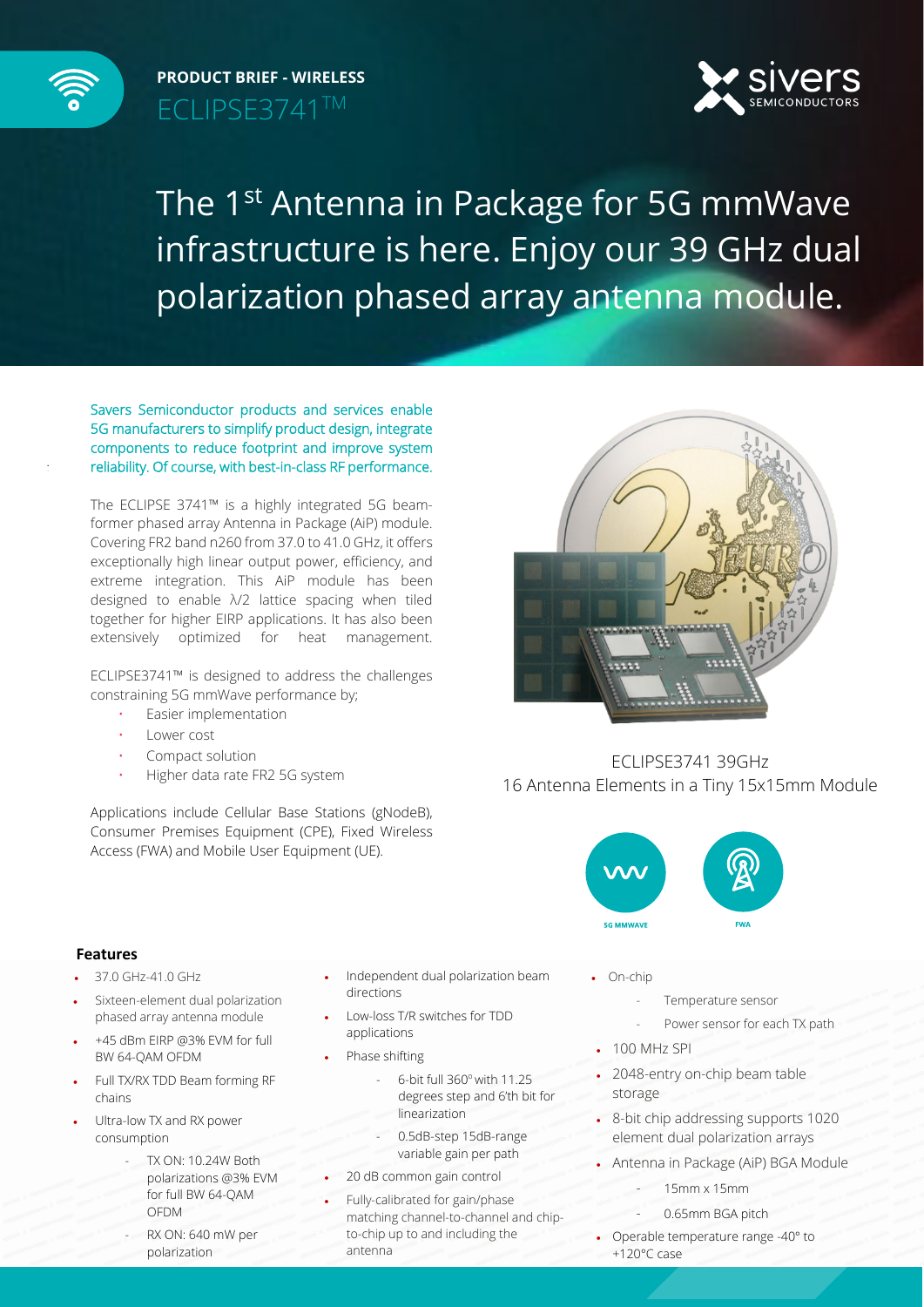PRODUCT BRIEF - WIRELESS

ECLIPSE3741™

# The 1st Antenna in Package for 5G mmWave infrastructure is here. Enjoy our 39 GHz dual polarization phased array antenna module.

Savers Semiconductor products and services enable 5G manufacturers to simplify product design, integrate components to reduce footprint and improve system reliability. Of course, with best-in-class RF performance.

The ECLIPSE 3741™ is a highly integrated 5G beam-former phased array Antenna in Package (AiP) module. Covering FR2 band n260 from 37.0 to 41.0 GHz, it offers exceptionally high linear output power, efficiency, and extreme integration. This AiP module has been designed to enable λ/2 lattice spacing when tiled together for higher EIRP applications. It has also been extensively optimized for heat management.

ECLIPSE3741™ is designed to address the challenges constraining 5G mmWave performance by;

- Easier implementation
- Lower cost
- Compact solution
- Higher data rate FR2 5G system

Applications include Cellular Base Stations (gNodeB), Consumer Premises Equipment (CPE), Fixed Wireless Access (FWA) and Mobile User Equipment (UE).

ECLIPSE3741 39GHz
16 Antenna Elements in a Tiny 15x15mm Module

5G MMWAVE

FWA

## Features

- 37.0 GHz-41.0 GHz
- Sixteen-element dual polarization phased array antenna module
- +45 dBm EIRP @3% EVM for full BW 64-QAM OFDM
- Full TX/RX TDD Beam forming RF chains
- Ultra-low TX and RX power consumption
  - TX ON: 10.24W Both polarizations @3% EVM for full BW 64-QAM OFDM
  - RX ON: 640 mW per polarization
- Independent dual polarization beam directions
- Low-loss T/R switches for TDD applications
- Phase shifting
  - 6-bit full 360° with 11.25 degrees step and 6'th bit for linearization
  - 0.5dB-step 15dB-range variable gain per path
- 20 dB common gain control
- Fully-calibrated for gain/phase matching channel-to-channel and chip-to-chip up to and including the antenna
- On-chip
  - Temperature sensor
  - Power sensor for each TX path
- 100 MHz SPI
- 2048-entry on-chip beam table storage
- 8-bit chip addressing supports 1020 element dual polarization arrays
- Antenna in Package (AiP) BGA Module
  - 15mm x 15mm
  - 0.65mm BGA pitch
- Operable temperature range -40° to +120°C case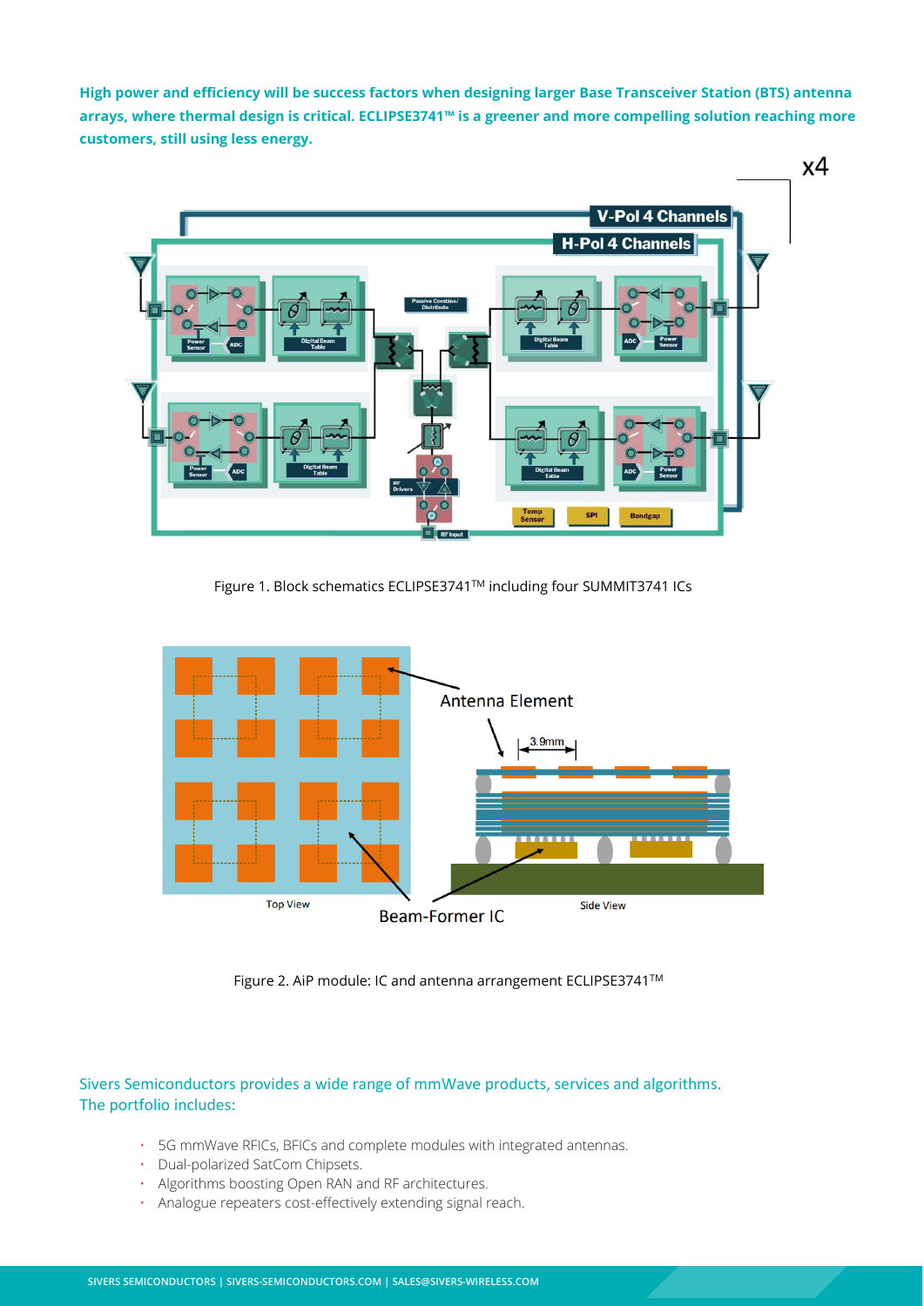**High power and efficiency will be success factors when designing larger Base Transceiver Station (BTS) antenna arrays, where thermal design is critical. ECLIPSE3741™ is a greener and more compelling solution reaching more customers, still using less energy.**

Figure 1. Block schematics ECLIPSE3741™ including four SUMMIT3741 ICs

Figure 2. AiP module: IC and antenna arrangement ECLIPSE3741™

Sivers Semiconductors provides a wide range of mmWave products, services and algorithms.
The portfolio includes:

- 5G mmWave RFICs, BFICs and complete modules with integrated antennas.
- Dual-polarized SatCom Chipsets.
- Algorithms boosting Open RAN and RF architectures.
- Analogue repeaters cost-effectively extending signal reach.

SIVERS SEMICONDUCTORS | SIVERS-SEMICONDUCTORS.COM | SALES@SIVERS-WIRELESS.COM